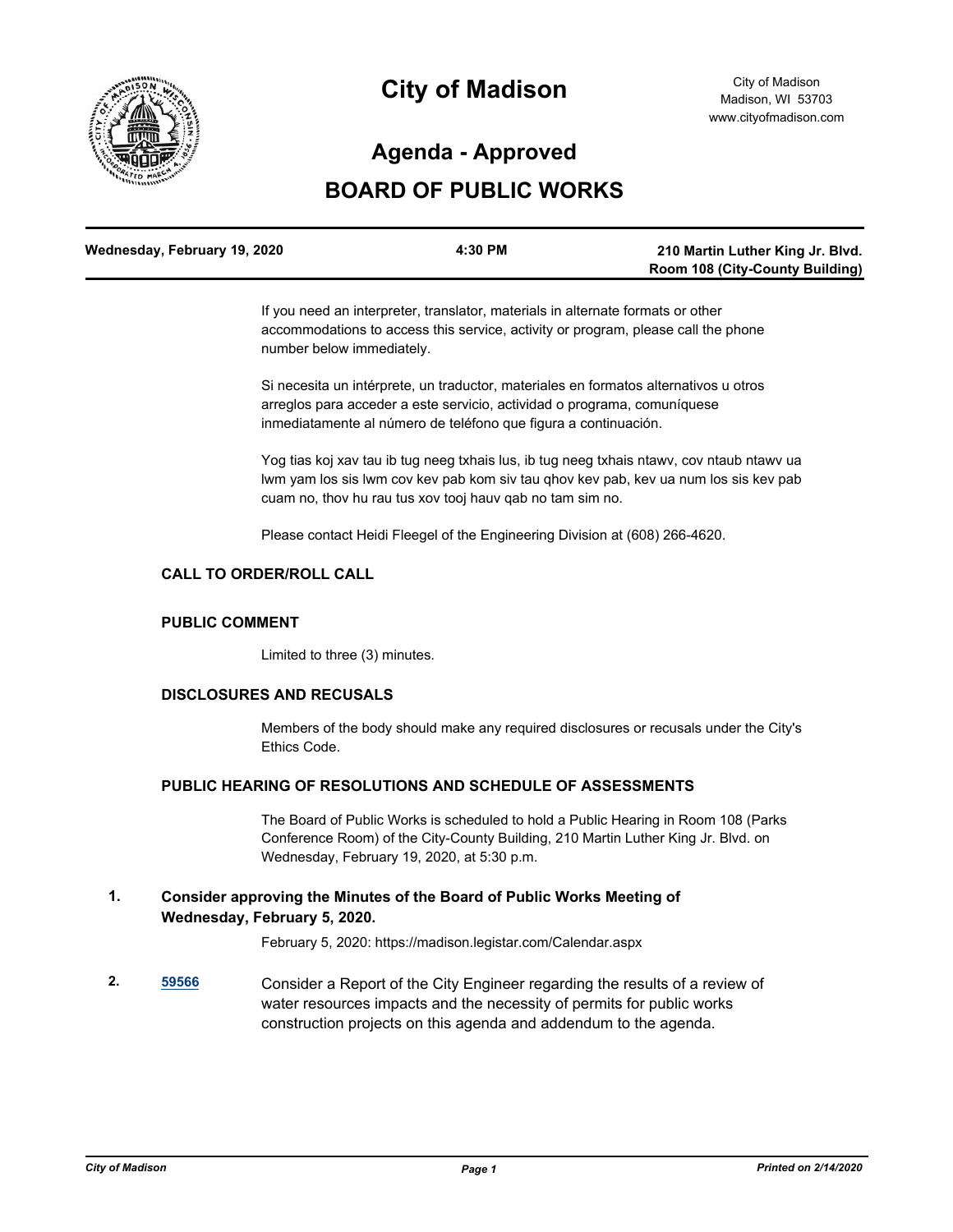# City of Madison

City of Madison
Madison, WI 53703
www.cityofmadison.com

## Agenda - Approved

## BOARD OF PUBLIC WORKS

| Wednesday, February 19, 2020 | 4:30 PM | 210 Martin Luther King Jr. Blvd. Room 108 (City-County Building) |
|---|---|---|

If you need an interpreter, translator, materials in alternate formats or other accommodations to access this service, activity or program, please call the phone number below immediately.

Si necesita un intérprete, un traductor, materiales en formatos alternativos u otros arreglos para acceder a este servicio, actividad o programa, comuníquese inmediatamente al número de teléfono que figura a continuación.

Yog tias koj xav tau ib tug neeg txhais lus, ib tug neeg txhais ntawv, cov ntaub ntawv ua lwm yam los sis lwm cov kev pab kom siv tau qhov kev pab, kev ua num los sis kev pab cuam no, thov hu rau tus xov tooj hauv qab no tam sim no.

Please contact Heidi Fleegel of the Engineering Division at (608) 266-4620.

### CALL TO ORDER/ROLL CALL

### PUBLIC COMMENT

Limited to three (3) minutes.

### DISCLOSURES AND RECUSALS

Members of the body should make any required disclosures or recusals under the City's Ethics Code.

### PUBLIC HEARING OF RESOLUTIONS AND SCHEDULE OF ASSESSMENTS

The Board of Public Works is scheduled to hold a Public Hearing in Room 108 (Parks Conference Room) of the City-County Building, 210 Martin Luther King Jr. Blvd. on Wednesday, February 19, 2020, at 5:30 p.m.

**1. Consider approving the Minutes of the Board of Public Works Meeting of Wednesday, February 5, 2020.**

February 5, 2020: https://madison.legistar.com/Calendar.aspx

**2.** **59566** Consider a Report of the City Engineer regarding the results of a review of water resources impacts and the necessity of permits for public works construction projects on this agenda and addendum to the agenda.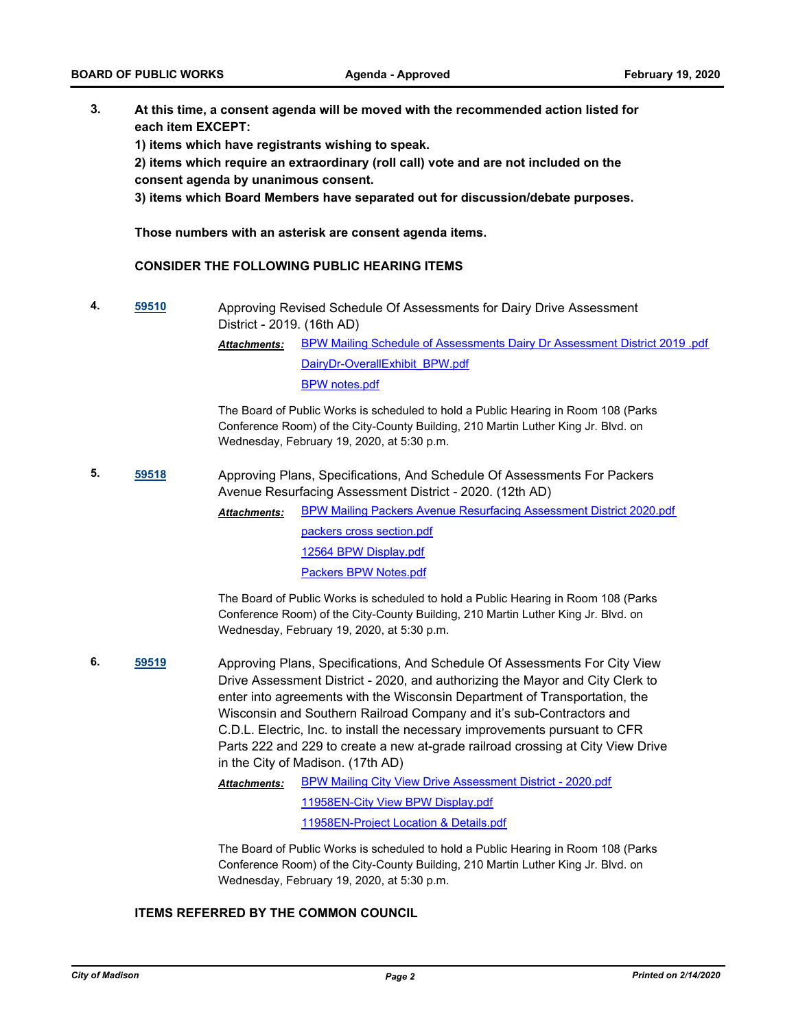**3.** **At this time, a consent agenda will be moved with the recommended action listed for each item EXCEPT:**

**1) items which have registrants wishing to speak.**

**2) items which require an extraordinary (roll call) vote and are not included on the consent agenda by unanimous consent.**

**3) items which Board Members have separated out for discussion/debate purposes.**

**Those numbers with an asterisk are consent agenda items.**

**CONSIDER THE FOLLOWING PUBLIC HEARING ITEMS**

**4.** **59510** Approving Revised Schedule Of Assessments for Dairy Drive Assessment District - 2019. (16th AD)

*Attachments:* BPW Mailing Schedule of Assessments Dairy Dr Assessment District 2019 .pdf
DairyDr-OverallExhibit_BPW.pdf
BPW notes.pdf

The Board of Public Works is scheduled to hold a Public Hearing in Room 108 (Parks Conference Room) of the City-County Building, 210 Martin Luther King Jr. Blvd. on Wednesday, February 19, 2020, at 5:30 p.m.

**5.** **59518** Approving Plans, Specifications, And Schedule Of Assessments For Packers Avenue Resurfacing Assessment District - 2020. (12th AD)

*Attachments:* BPW Mailing Packers Avenue Resurfacing Assessment District 2020.pdf
packers cross section.pdf
12564 BPW Display.pdf
Packers BPW Notes.pdf

The Board of Public Works is scheduled to hold a Public Hearing in Room 108 (Parks Conference Room) of the City-County Building, 210 Martin Luther King Jr. Blvd. on Wednesday, February 19, 2020, at 5:30 p.m.

**6.** **59519** Approving Plans, Specifications, And Schedule Of Assessments For City View Drive Assessment District - 2020, and authorizing the Mayor and City Clerk to enter into agreements with the Wisconsin Department of Transportation, the Wisconsin and Southern Railroad Company and it's sub-Contractors and C.D.L. Electric, Inc. to install the necessary improvements pursuant to CFR Parts 222 and 229 to create a new at-grade railroad crossing at City View Drive in the City of Madison. (17th AD)

*Attachments:* BPW Mailing City View Drive Assessment District - 2020.pdf
11958EN-City View BPW Display.pdf
11958EN-Project Location & Details.pdf

The Board of Public Works is scheduled to hold a Public Hearing in Room 108 (Parks Conference Room) of the City-County Building, 210 Martin Luther King Jr. Blvd. on Wednesday, February 19, 2020, at 5:30 p.m.

**ITEMS REFERRED BY THE COMMON COUNCIL**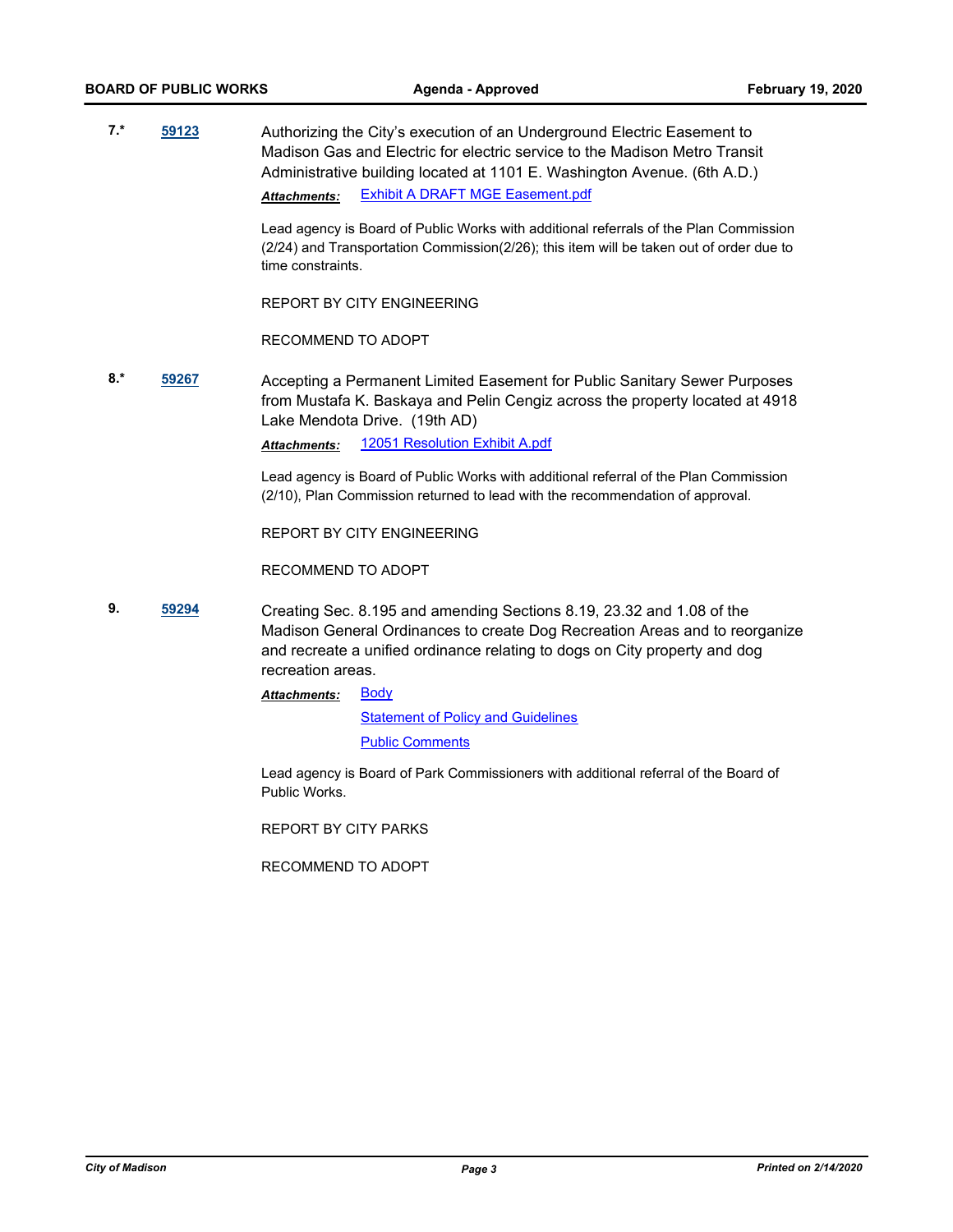**7.*** **59123**

Authorizing the City's execution of an Underground Electric Easement to Madison Gas and Electric for electric service to the Madison Metro Transit Administrative building located at 1101 E. Washington Avenue. (6th A.D.)

***Attachments:*** Exhibit A DRAFT MGE Easement.pdf

Lead agency is Board of Public Works with additional referrals of the Plan Commission (2/24) and Transportation Commission(2/26); this item will be taken out of order due to time constraints.

REPORT BY CITY ENGINEERING

RECOMMEND TO ADOPT

**8.*** **59267**

Accepting a Permanent Limited Easement for Public Sanitary Sewer Purposes from Mustafa K. Baskaya and Pelin Cengiz across the property located at 4918 Lake Mendota Drive. (19th AD)

***Attachments:*** 12051 Resolution Exhibit A.pdf

Lead agency is Board of Public Works with additional referral of the Plan Commission (2/10), Plan Commission returned to lead with the recommendation of approval.

REPORT BY CITY ENGINEERING

RECOMMEND TO ADOPT

**9.** **59294**

Creating Sec. 8.195 and amending Sections 8.19, 23.32 and 1.08 of the Madison General Ordinances to create Dog Recreation Areas and to reorganize and recreate a unified ordinance relating to dogs on City property and dog recreation areas.

***Attachments:*** Body

Statement of Policy and Guidelines

Public Comments

Lead agency is Board of Park Commissioners with additional referral of the Board of Public Works.

REPORT BY CITY PARKS

RECOMMEND TO ADOPT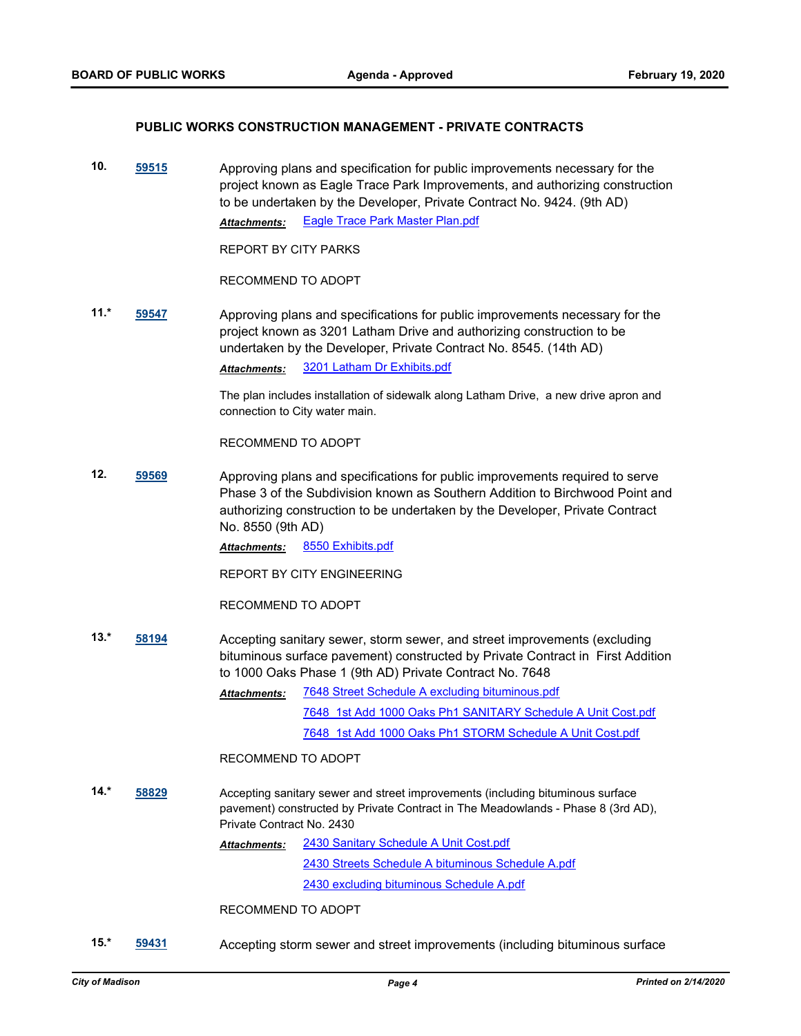### PUBLIC WORKS CONSTRUCTION MANAGEMENT - PRIVATE CONTRACTS

**10.** **59515** Approving plans and specification for public improvements necessary for the project known as Eagle Trace Park Improvements, and authorizing construction to be undertaken by the Developer, Private Contract No. 9424. (9th AD)

***Attachments:*** Eagle Trace Park Master Plan.pdf

REPORT BY CITY PARKS

RECOMMEND TO ADOPT

**11.*** **59547** Approving plans and specifications for public improvements necessary for the project known as 3201 Latham Drive and authorizing construction to be undertaken by the Developer, Private Contract No. 8545. (14th AD)

***Attachments:*** 3201 Latham Dr Exhibits.pdf

The plan includes installation of sidewalk along Latham Drive, a new drive apron and connection to City water main.

RECOMMEND TO ADOPT

**12.** **59569** Approving plans and specifications for public improvements required to serve Phase 3 of the Subdivision known as Southern Addition to Birchwood Point and authorizing construction to be undertaken by the Developer, Private Contract No. 8550 (9th AD)

***Attachments:*** 8550 Exhibits.pdf

REPORT BY CITY ENGINEERING

RECOMMEND TO ADOPT

**13.*** **58194** Accepting sanitary sewer, storm sewer, and street improvements (excluding bituminous surface pavement) constructed by Private Contract in First Addition to 1000 Oaks Phase 1 (9th AD) Private Contract No. 7648

***Attachments:*** 7648 Street Schedule A excluding bituminous.pdf
7648 1st Add 1000 Oaks Ph1 SANITARY Schedule A Unit Cost.pdf
7648 1st Add 1000 Oaks Ph1 STORM Schedule A Unit Cost.pdf

RECOMMEND TO ADOPT

**14.*** **58829** Accepting sanitary sewer and street improvements (including bituminous surface pavement) constructed by Private Contract in The Meadowlands - Phase 8 (3rd AD), Private Contract No. 2430

***Attachments:*** 2430 Sanitary Schedule A Unit Cost.pdf
2430 Streets Schedule A bituminous Schedule A.pdf
2430 excluding bituminous Schedule A.pdf

RECOMMEND TO ADOPT

**15.*** **59431** Accepting storm sewer and street improvements (including bituminous surface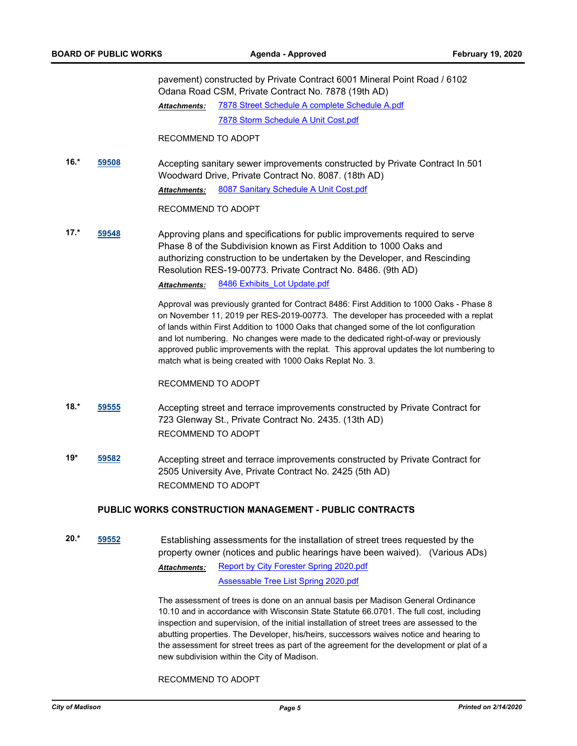pavement) constructed by Private Contract 6001 Mineral Point Road / 6102 Odana Road CSM, Private Contract No. 7878 (19th AD)

***Attachments:*** 7878 Street Schedule A complete Schedule A.pdf
7878 Storm Schedule A Unit Cost.pdf

RECOMMEND TO ADOPT

**16.*** **59508** Accepting sanitary sewer improvements constructed by Private Contract In 501 Woodward Drive, Private Contract No. 8087. (18th AD)

***Attachments:*** 8087 Sanitary Schedule A Unit Cost.pdf

RECOMMEND TO ADOPT

**17.*** **59548** Approving plans and specifications for public improvements required to serve Phase 8 of the Subdivision known as First Addition to 1000 Oaks and authorizing construction to be undertaken by the Developer, and Rescinding Resolution RES-19-00773. Private Contract No. 8486. (9th AD)

***Attachments:*** 8486 Exhibits_Lot Update.pdf

Approval was previously granted for Contract 8486: First Addition to 1000 Oaks - Phase 8 on November 11, 2019 per RES-2019-00773. The developer has proceeded with a replat of lands within First Addition to 1000 Oaks that changed some of the lot configuration and lot numbering. No changes were made to the dedicated right-of-way or previously approved public improvements with the replat. This approval updates the lot numbering to match what is being created with 1000 Oaks Replat No. 3.

RECOMMEND TO ADOPT

**18.*** **59555** Accepting street and terrace improvements constructed by Private Contract for 723 Glenway St., Private Contract No. 2435. (13th AD)

RECOMMEND TO ADOPT

**19*** **59582** Accepting street and terrace improvements constructed by Private Contract for 2505 University Ave, Private Contract No. 2425 (5th AD)

RECOMMEND TO ADOPT

## PUBLIC WORKS CONSTRUCTION MANAGEMENT - PUBLIC CONTRACTS

**20.*** **59552** Establishing assessments for the installation of street trees requested by the property owner (notices and public hearings have been waived). (Various ADs)

***Attachments:*** Report by City Forester Spring 2020.pdf
Assessable Tree List Spring 2020.pdf

The assessment of trees is done on an annual basis per Madison General Ordinance 10.10 and in accordance with Wisconsin State Statute 66.0701. The full cost, including inspection and supervision, of the initial installation of street trees are assessed to the abutting properties. The Developer, his/heirs, successors waives notice and hearing to the assessment for street trees as part of the agreement for the development or plat of a new subdivision within the City of Madison.

RECOMMEND TO ADOPT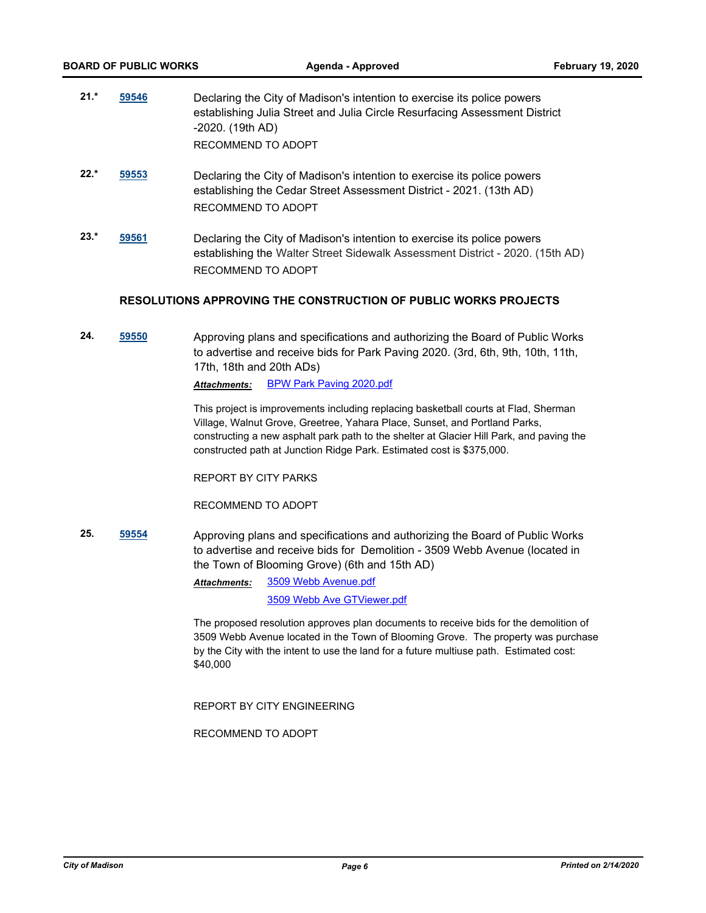**21.\*** **59546** Declaring the City of Madison's intention to exercise its police powers establishing Julia Street and Julia Circle Resurfacing Assessment District -2020. (19th AD)

RECOMMEND TO ADOPT

**22.\*** **59553** Declaring the City of Madison's intention to exercise its police powers establishing the Cedar Street Assessment District - 2021. (13th AD)

RECOMMEND TO ADOPT

**23.\*** **59561** Declaring the City of Madison's intention to exercise its police powers establishing the Walter Street Sidewalk Assessment District - 2020. (15th AD)

RECOMMEND TO ADOPT

### RESOLUTIONS APPROVING THE CONSTRUCTION OF PUBLIC WORKS PROJECTS

**24.** **59550** Approving plans and specifications and authorizing the Board of Public Works to advertise and receive bids for Park Paving 2020. (3rd, 6th, 9th, 10th, 11th, 17th, 18th and 20th ADs)

***Attachments:*** BPW Park Paving 2020.pdf

This project is improvements including replacing basketball courts at Flad, Sherman Village, Walnut Grove, Greetree, Yahara Place, Sunset, and Portland Parks, constructing a new asphalt park path to the shelter at Glacier Hill Park, and paving the constructed path at Junction Ridge Park. Estimated cost is $375,000.

REPORT BY CITY PARKS

RECOMMEND TO ADOPT

**25.** **59554** Approving plans and specifications and authorizing the Board of Public Works to advertise and receive bids for Demolition - 3509 Webb Avenue (located in the Town of Blooming Grove) (6th and 15th AD)

***Attachments:*** 3509 Webb Avenue.pdf

3509 Webb Ave GTViewer.pdf

The proposed resolution approves plan documents to receive bids for the demolition of 3509 Webb Avenue located in the Town of Blooming Grove. The property was purchase by the City with the intent to use the land for a future multiuse path. Estimated cost: $40,000

REPORT BY CITY ENGINEERING

RECOMMEND TO ADOPT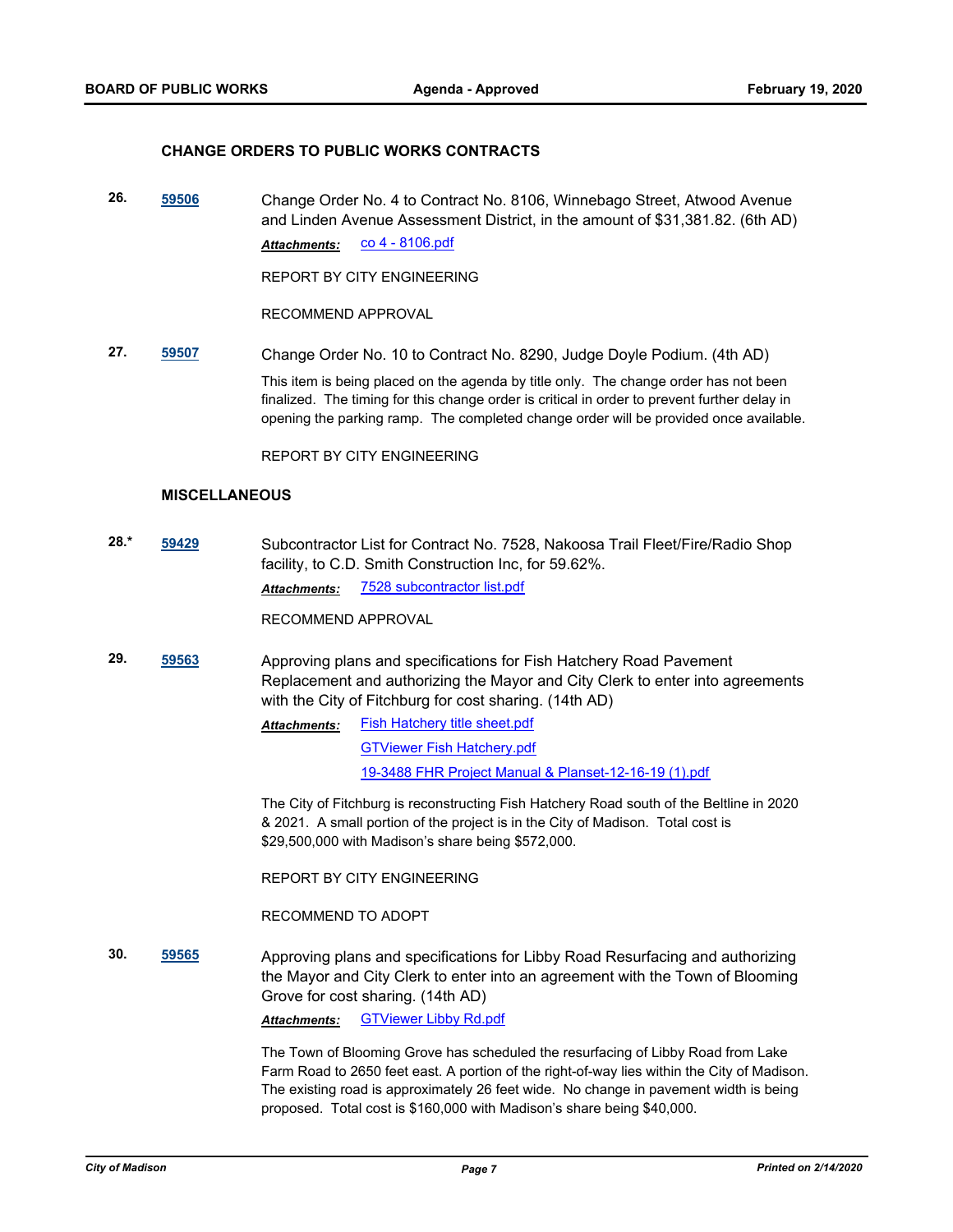### CHANGE ORDERS TO PUBLIC WORKS CONTRACTS

**26.** **59506** Change Order No. 4 to Contract No. 8106, Winnebago Street, Atwood Avenue and Linden Avenue Assessment District, in the amount of $31,381.82. (6th AD)

***Attachments:*** co 4 - 8106.pdf

REPORT BY CITY ENGINEERING

RECOMMEND APPROVAL

**27.** **59507** Change Order No. 10 to Contract No. 8290, Judge Doyle Podium. (4th AD)

This item is being placed on the agenda by title only. The change order has not been finalized. The timing for this change order is critical in order to prevent further delay in opening the parking ramp. The completed change order will be provided once available.

REPORT BY CITY ENGINEERING

### MISCELLANEOUS

**28.*** **59429** Subcontractor List for Contract No. 7528, Nakoosa Trail Fleet/Fire/Radio Shop facility, to C.D. Smith Construction Inc, for 59.62%.

***Attachments:*** 7528 subcontractor list.pdf

RECOMMEND APPROVAL

**29.** **59563** Approving plans and specifications for Fish Hatchery Road Pavement Replacement and authorizing the Mayor and City Clerk to enter into agreements with the City of Fitchburg for cost sharing. (14th AD)

***Attachments:*** Fish Hatchery title sheet.pdf
GTViewer Fish Hatchery.pdf
19-3488 FHR Project Manual & Planset-12-16-19 (1).pdf

The City of Fitchburg is reconstructing Fish Hatchery Road south of the Beltline in 2020 & 2021. A small portion of the project is in the City of Madison. Total cost is $29,500,000 with Madison's share being $572,000.

REPORT BY CITY ENGINEERING

RECOMMEND TO ADOPT

**30.** **59565** Approving plans and specifications for Libby Road Resurfacing and authorizing the Mayor and City Clerk to enter into an agreement with the Town of Blooming Grove for cost sharing. (14th AD)

***Attachments:*** GTViewer Libby Rd.pdf

The Town of Blooming Grove has scheduled the resurfacing of Libby Road from Lake Farm Road to 2650 feet east. A portion of the right-of-way lies within the City of Madison. The existing road is approximately 26 feet wide. No change in pavement width is being proposed. Total cost is $160,000 with Madison's share being $40,000.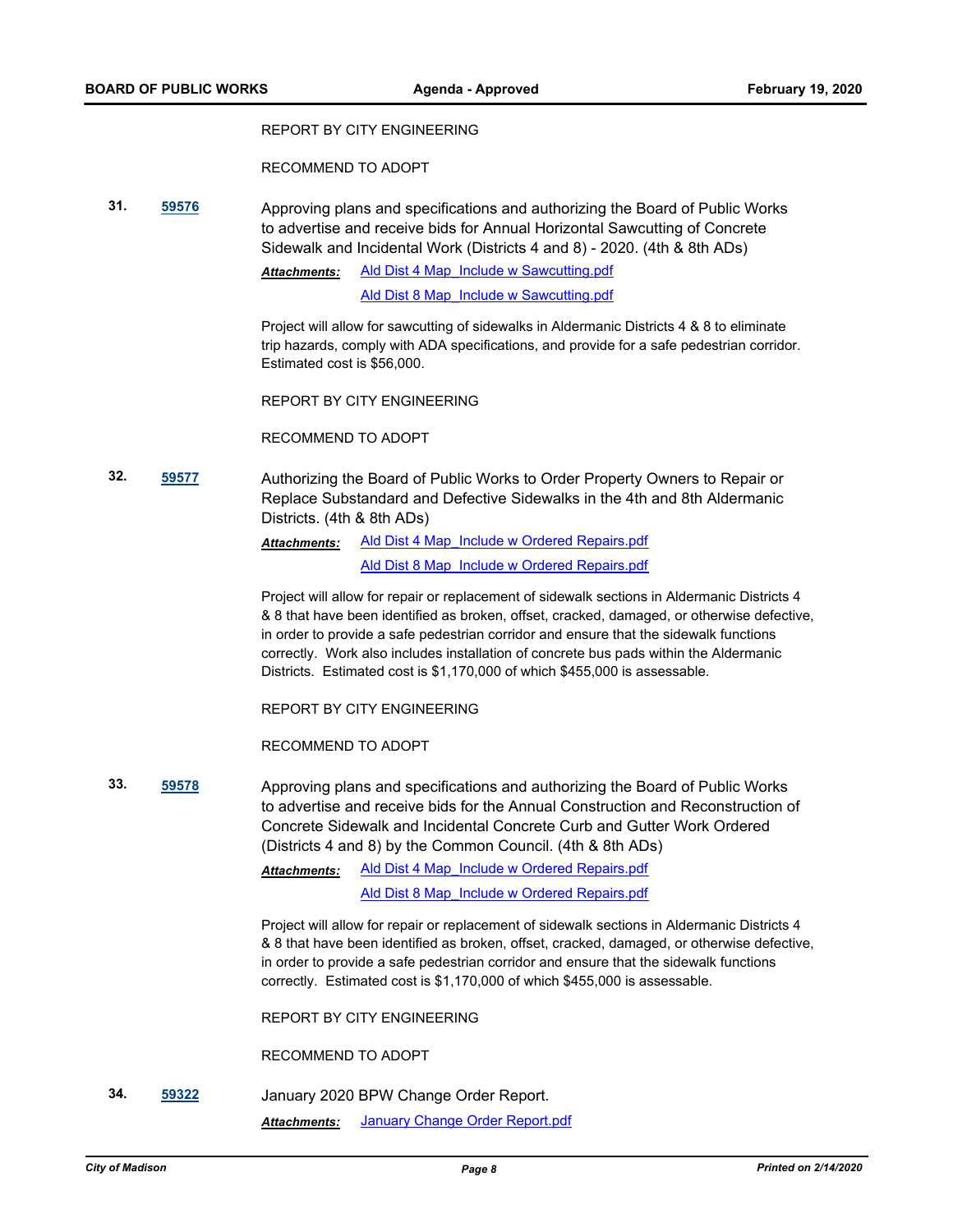REPORT BY CITY ENGINEERING

RECOMMEND TO ADOPT

**31.** **59576** Approving plans and specifications and authorizing the Board of Public Works to advertise and receive bids for Annual Horizontal Sawcutting of Concrete Sidewalk and Incidental Work (Districts 4 and 8) - 2020. (4th & 8th ADs)

***Attachments:*** Ald Dist 4 Map_Include w Sawcutting.pdf
Ald Dist 8 Map_Include w Sawcutting.pdf

Project will allow for sawcutting of sidewalks in Aldermanic Districts 4 & 8 to eliminate trip hazards, comply with ADA specifications, and provide for a safe pedestrian corridor. Estimated cost is $56,000.

REPORT BY CITY ENGINEERING

RECOMMEND TO ADOPT

**32.** **59577** Authorizing the Board of Public Works to Order Property Owners to Repair or Replace Substandard and Defective Sidewalks in the 4th and 8th Aldermanic Districts. (4th & 8th ADs)

***Attachments:*** Ald Dist 4 Map_Include w Ordered Repairs.pdf
Ald Dist 8 Map_Include w Ordered Repairs.pdf

Project will allow for repair or replacement of sidewalk sections in Aldermanic Districts 4 & 8 that have been identified as broken, offset, cracked, damaged, or otherwise defective, in order to provide a safe pedestrian corridor and ensure that the sidewalk functions correctly. Work also includes installation of concrete bus pads within the Aldermanic Districts. Estimated cost is $1,170,000 of which $455,000 is assessable.

REPORT BY CITY ENGINEERING

RECOMMEND TO ADOPT

**33.** **59578** Approving plans and specifications and authorizing the Board of Public Works to advertise and receive bids for the Annual Construction and Reconstruction of Concrete Sidewalk and Incidental Concrete Curb and Gutter Work Ordered (Districts 4 and 8) by the Common Council. (4th & 8th ADs)

***Attachments:*** Ald Dist 4 Map_Include w Ordered Repairs.pdf
Ald Dist 8 Map_Include w Ordered Repairs.pdf

Project will allow for repair or replacement of sidewalk sections in Aldermanic Districts 4 & 8 that have been identified as broken, offset, cracked, damaged, or otherwise defective, in order to provide a safe pedestrian corridor and ensure that the sidewalk functions correctly. Estimated cost is $1,170,000 of which $455,000 is assessable.

REPORT BY CITY ENGINEERING

RECOMMEND TO ADOPT

**34.** **59322** January 2020 BPW Change Order Report.

***Attachments:*** January Change Order Report.pdf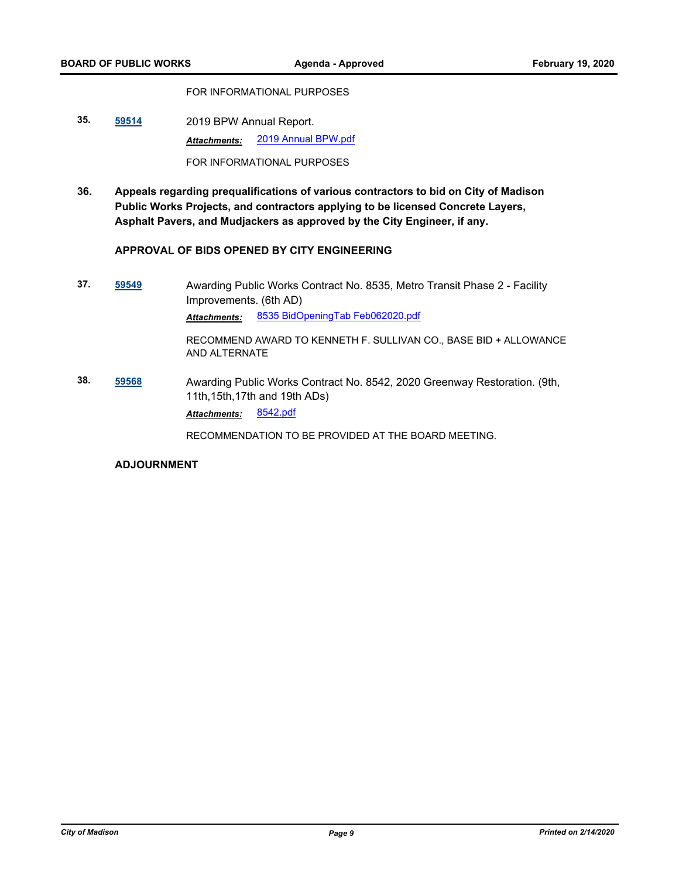FOR INFORMATIONAL PURPOSES

**35.** **59514** 2019 BPW Annual Report.

***Attachments:*** 2019 Annual BPW.pdf

FOR INFORMATIONAL PURPOSES

**36.** **Appeals regarding prequalifications of various contractors to bid on City of Madison Public Works Projects, and contractors applying to be licensed Concrete Layers, Asphalt Pavers, and Mudjackers as approved by the City Engineer, if any.**

**APPROVAL OF BIDS OPENED BY CITY ENGINEERING**

**37.** **59549** Awarding Public Works Contract No. 8535, Metro Transit Phase 2 - Facility Improvements. (6th AD)

***Attachments:*** 8535 BidOpeningTab Feb062020.pdf

RECOMMEND AWARD TO KENNETH F. SULLIVAN CO., BASE BID + ALLOWANCE AND ALTERNATE

**38.** **59568** Awarding Public Works Contract No. 8542, 2020 Greenway Restoration. (9th, 11th,15th,17th and 19th ADs)

***Attachments:*** 8542.pdf

RECOMMENDATION TO BE PROVIDED AT THE BOARD MEETING.

**ADJOURNMENT**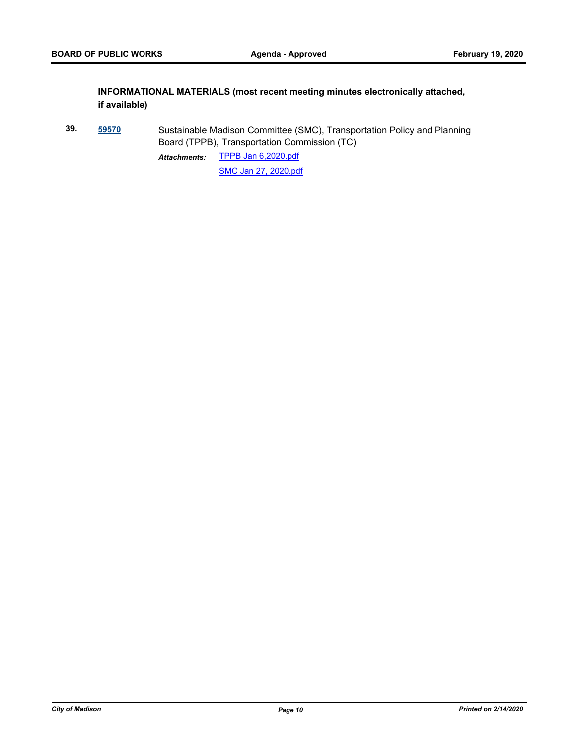**INFORMATIONAL MATERIALS (most recent meeting minutes electronically attached, if available)**

**39.** [59570](59570) Sustainable Madison Committee (SMC), Transportation Policy and Planning Board (TPPB), Transportation Commission (TC)

***Attachments:*** TPPB Jan 6,2020.pdf
SMC Jan 27, 2020.pdf